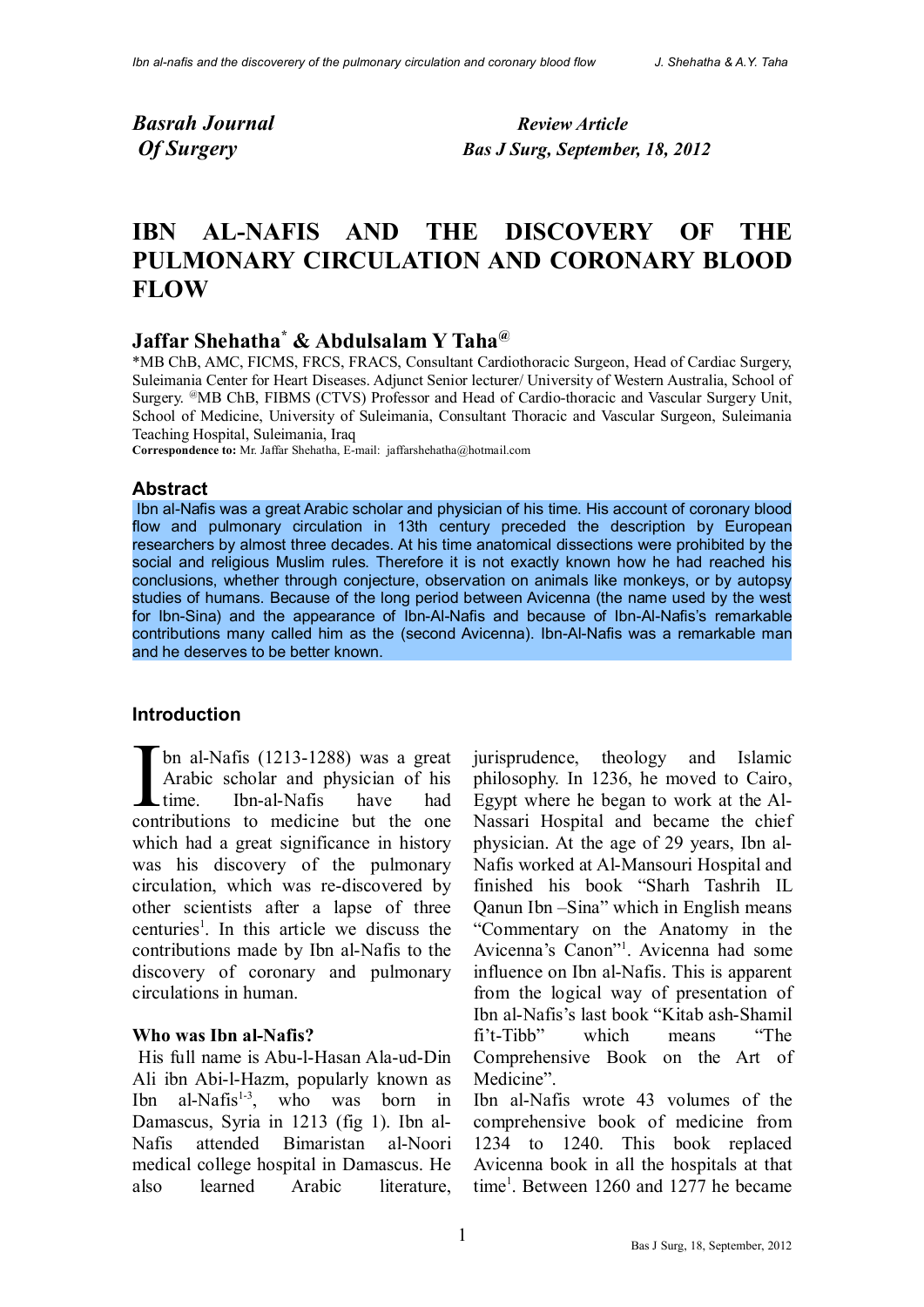**Basrah Journal Of Surgery**

*Review Article*
*Bas J Surg, September, 18, 2012*

# IBN AL-NAFIS AND THE DISCOVERY OF THE PULMONARY CIRCULATION AND CORONARY BLOOD FLOW

## Jaffar Shehatha* & Abdulsalam Y Taha@

*MB ChB, AMC, FICMS, FRCS, FRACS, Consultant Cardiothoracic Surgeon, Head of Cardiac Surgery, Suleimania Center for Heart Diseases. Adjunct Senior lecturer/ University of Western Australia, School of Surgery. @MB ChB, FIBMS (CTVS) Professor and Head of Cardio-thoracic and Vascular Surgery Unit, School of Medicine, University of Suleimania, Consultant Thoracic and Vascular Surgeon, Suleimania Teaching Hospital, Suleimania, Iraq

**Correspondence to:** Mr. Jaffar Shehatha, E-mail: jaffarshehatha@hotmail.com

## Abstract

Ibn al-Nafis was a great Arabic scholar and physician of his time. His account of coronary blood flow and pulmonary circulation in 13th century preceded the description by European researchers by almost three decades. At his time anatomical dissections were prohibited by the social and religious Muslim rules. Therefore it is not exactly known how he had reached his conclusions, whether through conjecture, observation on animals like monkeys, or by autopsy studies of humans. Because of the long period between Avicenna (the name used by the west for Ibn-Sina) and the appearance of Ibn-Al-Nafis and because of Ibn-Al-Nafis's remarkable contributions many called him as the (second Avicenna). Ibn-Al-Nafis was a remarkable man and he deserves to be better known.

## Introduction

Ibn al-Nafis (1213-1288) was a great Arabic scholar and physician of his time. Ibn-al-Nafis have had contributions to medicine but the one which had a great significance in history was his discovery of the pulmonary circulation, which was re-discovered by other scientists after a lapse of three centuries[1]. In this article we discuss the contributions made by Ibn al-Nafis to the discovery of coronary and pulmonary circulations in human.

### Who was Ibn al-Nafis?

His full name is Abu-l-Hasan Ala-ud-Din Ali ibn Abi-l-Hazm, popularly known as Ibn al-Nafis[1-3], who was born in Damascus, Syria in 1213 (fig 1). Ibn al-Nafis attended Bimaristan al-Noori medical college hospital in Damascus. He also learned Arabic literature, jurisprudence, theology and Islamic philosophy. In 1236, he moved to Cairo, Egypt where he began to work at the Al-Nassari Hospital and became the chief physician. At the age of 29 years, Ibn al-Nafis worked at Al-Mansouri Hospital and finished his book "Sharh Tashrih IL Qanun Ibn –Sina" which in English means "Commentary on the Anatomy in the Avicenna's Canon"[1]. Avicenna had some influence on Ibn al-Nafis. This is apparent from the logical way of presentation of Ibn al-Nafis's last book "Kitab ash-Shamil fi't-Tibb" which means "The Comprehensive Book on the Art of Medicine".

Ibn al-Nafis wrote 43 volumes of the comprehensive book of medicine from 1234 to 1240. This book replaced Avicenna book in all the hospitals at that time[1]. Between 1260 and 1277 he became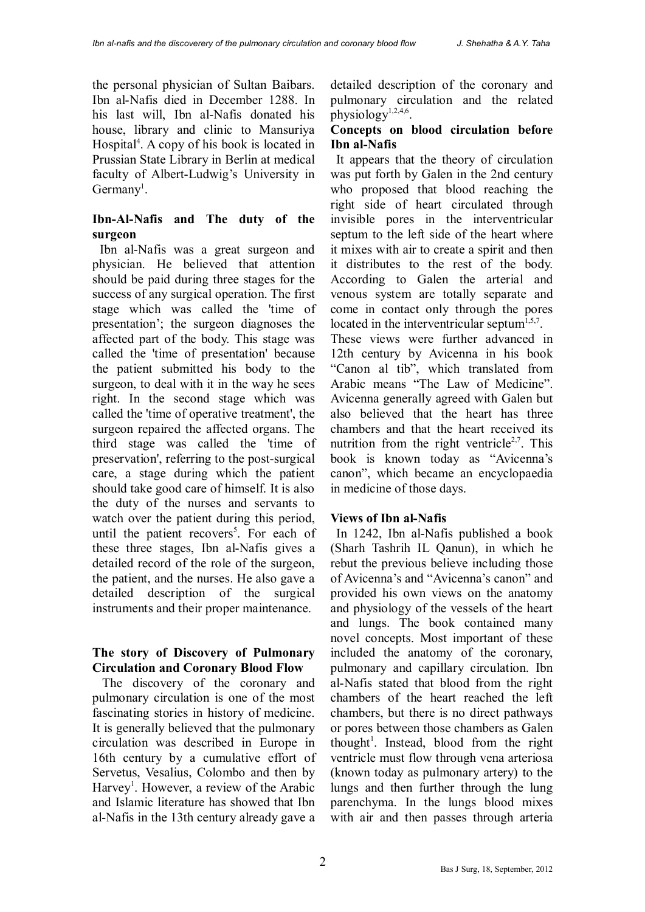the personal physician of Sultan Baibars. Ibn al-Nafis died in December 1288. In his last will, Ibn al-Nafis donated his house, library and clinic to Mansuriya Hospital[4]. A copy of his book is located in Prussian State Library in Berlin at medical faculty of Albert-Ludwig's University in Germany[1].

## Ibn-Al-Nafis and The duty of the surgeon

Ibn al-Nafis was a great surgeon and physician. He believed that attention should be paid during three stages for the success of any surgical operation. The first stage which was called the 'time of presentation'; the surgeon diagnoses the affected part of the body. This stage was called the 'time of presentation' because the patient submitted his body to the surgeon, to deal with it in the way he sees right. In the second stage which was called the 'time of operative treatment', the surgeon repaired the affected organs. The third stage was called the 'time of preservation', referring to the post-surgical care, a stage during which the patient should take good care of himself. It is also the duty of the nurses and servants to watch over the patient during this period, until the patient recovers[5]. For each of these three stages, Ibn al-Nafis gives a detailed record of the role of the surgeon, the patient, and the nurses. He also gave a detailed description of the surgical instruments and their proper maintenance.

## The story of Discovery of Pulmonary Circulation and Coronary Blood Flow

The discovery of the coronary and pulmonary circulation is one of the most fascinating stories in history of medicine. It is generally believed that the pulmonary circulation was described in Europe in 16th century by a cumulative effort of Servetus, Vesalius, Colombo and then by Harvey[1]. However, a review of the Arabic and Islamic literature has showed that Ibn al-Nafis in the 13th century already gave a detailed description of the coronary and pulmonary circulation and the related physiology[1,2,4,6].

## Concepts on blood circulation before Ibn al-Nafis

It appears that the theory of circulation was put forth by Galen in the 2nd century who proposed that blood reaching the right side of heart circulated through invisible pores in the interventricular septum to the left side of the heart where it mixes with air to create a spirit and then it distributes to the rest of the body. According to Galen the arterial and venous system are totally separate and come in contact only through the pores located in the interventricular septum[1,5,7].

These views were further advanced in 12th century by Avicenna in his book "Canon al tib", which translated from Arabic means "The Law of Medicine". Avicenna generally agreed with Galen but also believed that the heart has three chambers and that the heart received its nutrition from the right ventricle[2,7]. This book is known today as "Avicenna's canon", which became an encyclopaedia in medicine of those days.

## Views of Ibn al-Nafis

In 1242, Ibn al-Nafis published a book (Sharh Tashrih IL Qanun), in which he rebut the previous believe including those of Avicenna's and "Avicenna's canon" and provided his own views on the anatomy and physiology of the vessels of the heart and lungs. The book contained many novel concepts. Most important of these included the anatomy of the coronary, pulmonary and capillary circulation. Ibn al-Nafis stated that blood from the right chambers of the heart reached the left chambers, but there is no direct pathways or pores between those chambers as Galen thought[1]. Instead, blood from the right ventricle must flow through vena arteriosa (known today as pulmonary artery) to the lungs and then further through the lung parenchyma. In the lungs blood mixes with air and then passes through arteria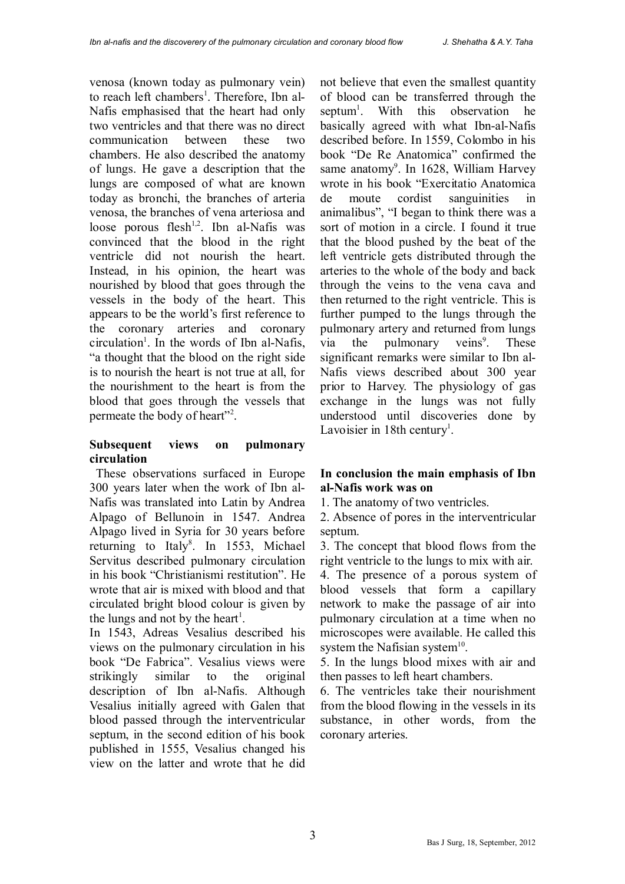venosa (known today as pulmonary vein) to reach left chambers[1]. Therefore, Ibn al-Nafis emphasised that the heart had only two ventricles and that there was no direct communication between these two chambers. He also described the anatomy of lungs. He gave a description that the lungs are composed of what are known today as bronchi, the branches of arteria venosa, the branches of vena arteriosa and loose porous flesh[1,2]. Ibn al-Nafis was convinced that the blood in the right ventricle did not nourish the heart. Instead, in his opinion, the heart was nourished by blood that goes through the vessels in the body of the heart. This appears to be the world's first reference to the coronary arteries and coronary circulation[1]. In the words of Ibn al-Nafis, "a thought that the blood on the right side is to nourish the heart is not true at all, for the nourishment to the heart is from the blood that goes through the vessels that permeate the body of heart"[2].

## Subsequent views on pulmonary circulation

These observations surfaced in Europe 300 years later when the work of Ibn al-Nafis was translated into Latin by Andrea Alpago of Bellunoin in 1547. Andrea Alpago lived in Syria for 30 years before returning to Italy[8]. In 1553, Michael Servitus described pulmonary circulation in his book "Christianismi restitution". He wrote that air is mixed with blood and that circulated bright blood colour is given by the lungs and not by the heart[1].

In 1543, Adreas Vesalius described his views on the pulmonary circulation in his book "De Fabrica". Vesalius views were strikingly similar to the original description of Ibn al-Nafis. Although Vesalius initially agreed with Galen that blood passed through the interventricular septum, in the second edition of his book published in 1555, Vesalius changed his view on the latter and wrote that he did not believe that even the smallest quantity of blood can be transferred through the septum[1]. With this observation he basically agreed with what Ibn-al-Nafis described before. In 1559, Colombo in his book "De Re Anatomica" confirmed the same anatomy[9]. In 1628, William Harvey wrote in his book "Exercitatio Anatomica de moute cordist sanguinities in animalibus", "I began to think there was a sort of motion in a circle. I found it true that the blood pushed by the beat of the left ventricle gets distributed through the arteries to the whole of the body and back through the veins to the vena cava and then returned to the right ventricle. This is further pumped to the lungs through the pulmonary artery and returned from lungs via the pulmonary veins[9]. These significant remarks were similar to Ibn al-Nafis views described about 300 year prior to Harvey. The physiology of gas exchange in the lungs was not fully understood until discoveries done by Lavoisier in 18th century[1].

## In conclusion the main emphasis of Ibn al-Nafis work was on

1. The anatomy of two ventricles.
2. Absence of pores in the interventricular septum.
3. The concept that blood flows from the right ventricle to the lungs to mix with air.
4. The presence of a porous system of blood vessels that form a capillary network to make the passage of air into pulmonary circulation at a time when no microscopes were available. He called this system the Nafisian system[10].
5. In the lungs blood mixes with air and then passes to left heart chambers.
6. The ventricles take their nourishment from the blood flowing in the vessels in its substance, in other words, from the coronary arteries.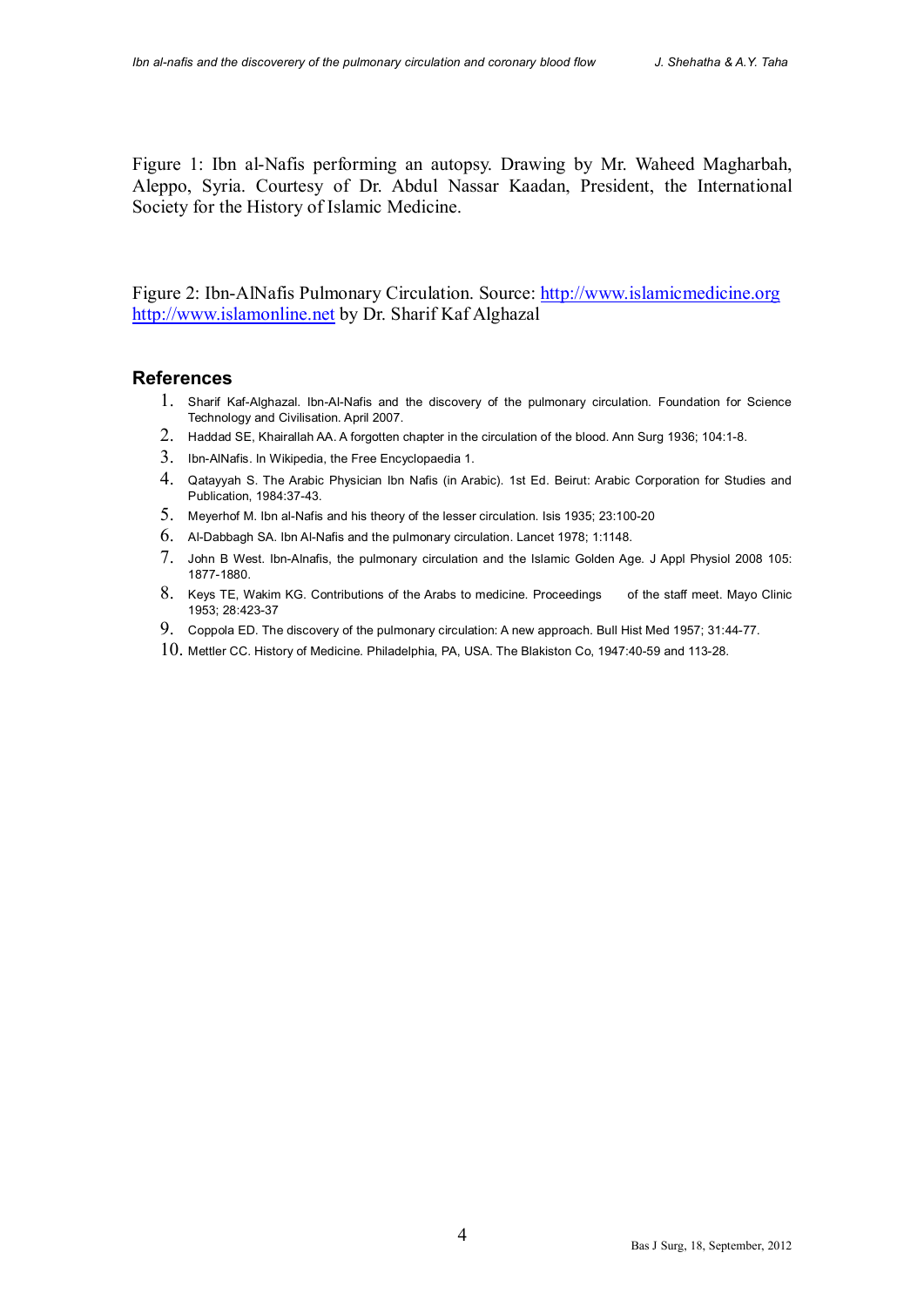Figure 1: Ibn al-Nafis performing an autopsy. Drawing by Mr. Waheed Magharbah, Aleppo, Syria. Courtesy of Dr. Abdul Nassar Kaadan, President, the International Society for the History of Islamic Medicine.

Figure 2: Ibn-AlNafis Pulmonary Circulation. Source: http://www.islamicmedicine.org http://www.islamonline.net by Dr. Sharif Kaf Alghazal

## References

1. Sharif Kaf-Alghazal. Ibn-Al-Nafis and the discovery of the pulmonary circulation. Foundation for Science Technology and Civilisation. April 2007.
2. Haddad SE, Khairallah AA. A forgotten chapter in the circulation of the blood. Ann Surg 1936; 104:1-8.
3. Ibn-AlNafis. In Wikipedia, the Free Encyclopaedia 1.
4. Qatayyah S. The Arabic Physician Ibn Nafis (in Arabic). 1st Ed. Beirut: Arabic Corporation for Studies and Publication, 1984:37-43.
5. Meyerhof M. Ibn al-Nafis and his theory of the lesser circulation. Isis 1935; 23:100-20
6. Al-Dabbagh SA. Ibn Al-Nafis and the pulmonary circulation. Lancet 1978; 1:1148.
7. John B West. Ibn-Alnafis, the pulmonary circulation and the Islamic Golden Age. J Appl Physiol 2008 105: 1877-1880.
8. Keys TE, Wakim KG. Contributions of the Arabs to medicine. Proceedings of the staff meet. Mayo Clinic 1953; 28:423-37
9. Coppola ED. The discovery of the pulmonary circulation: A new approach. Bull Hist Med 1957; 31:44-77.
10. Mettler CC. History of Medicine. Philadelphia, PA, USA. The Blakiston Co, 1947:40-59 and 113-28.